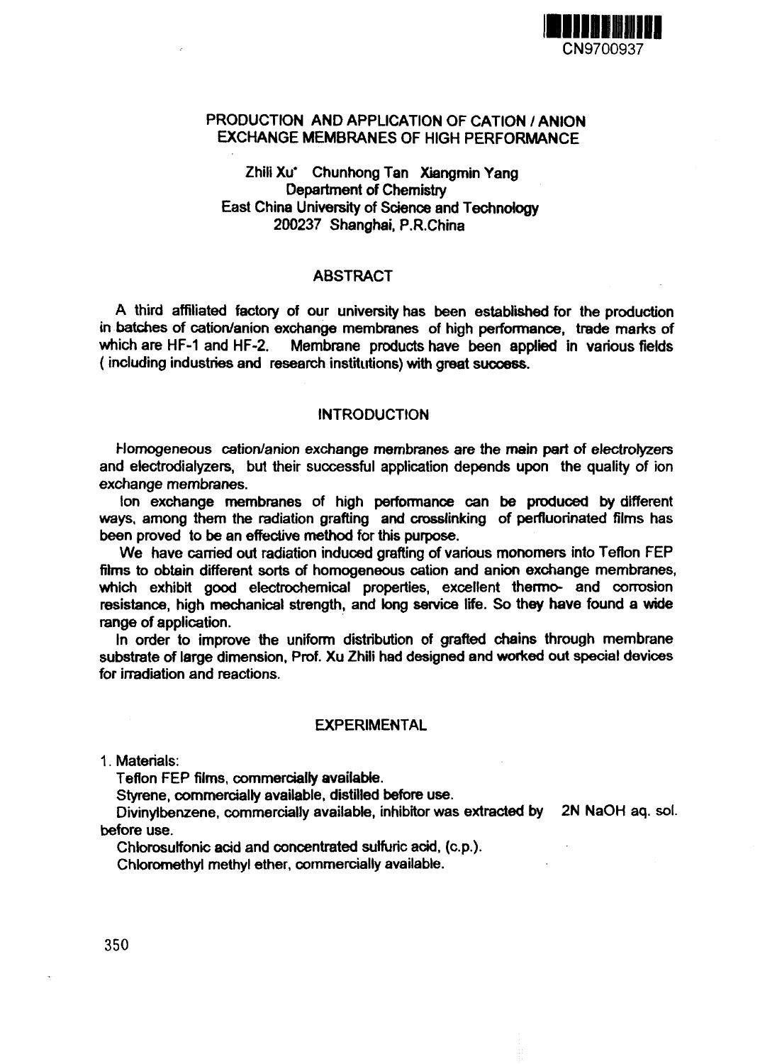CN9700937

# PRODUCTION AND APPLICATION OF CATION / ANION EXCHANGE MEMBRANES OF HIGH PERFORMANCE

Zhili Xu* Chunhong Tan Xiangmin Yang
Department of Chemistry
East China University of Science and Technology
200237 Shanghai, P.R.China

## ABSTRACT

A third affiliated factory of our university has been established for the production in batches of cation/anion exchange membranes of high performance, trade marks of which are HF-1 and HF-2. Membrane products have been applied in various fields (including industries and research institutions) with great success.

## INTRODUCTION

Homogeneous cation/anion exchange membranes are the main part of electrolyzers and electrodialyzers, but their successful application depends upon the quality of ion exchange membranes.

Ion exchange membranes of high performance can be produced by different ways, among them the radiation grafting and crosslinking of perfluorinated films has been proved to be an effective method for this purpose.

We have carried out radiation induced grafting of various monomers into Teflon FEP films to obtain different sorts of homogeneous cation and anion exchange membranes, which exhibit good electrochemical properties, excellent thermo- and corrosion resistance, high mechanical strength, and long service life. So they have found a wide range of application.

In order to improve the uniform distribution of grafted chains through membrane substrate of large dimension, Prof. Xu Zhili had designed and worked out special devices for irradiation and reactions.

## EXPERIMENTAL

1. Materials:

Teflon FEP films, commercially available.

Styrene, commercially available, distilled before use.

Divinylbenzene, commercially available, inhibitor was extracted by 2N NaOH aq. sol. before use.

Chlorosulfonic acid and concentrated sulfuric acid, (c.p.).

Chloromethyl methyl ether, commercially available.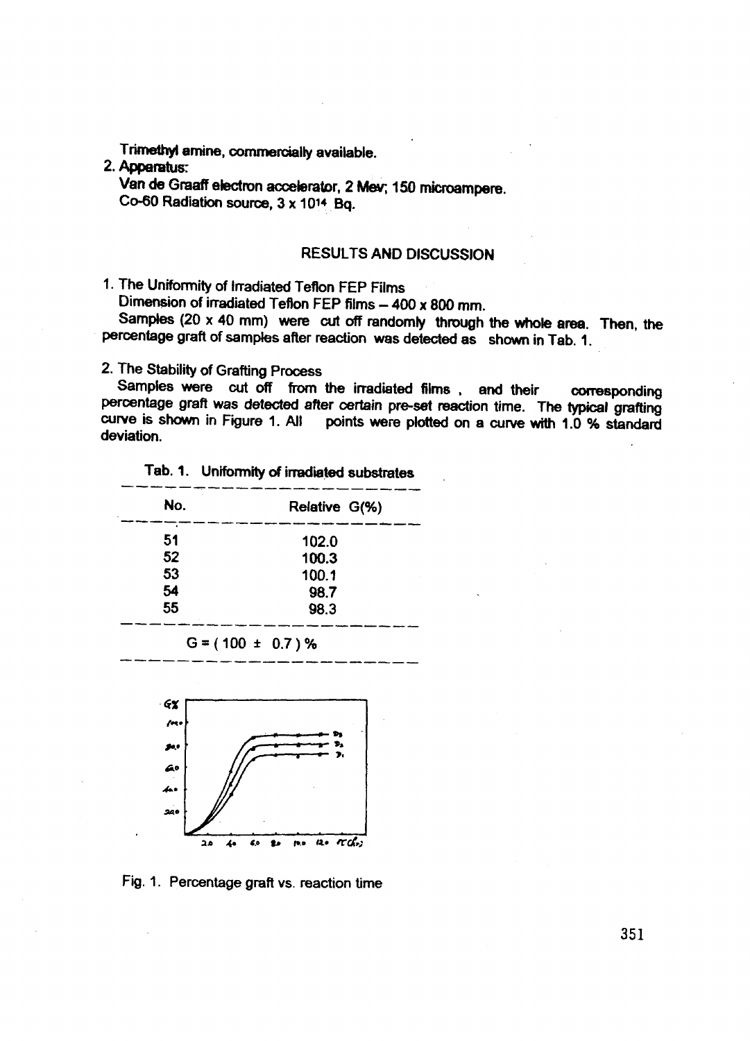Trimethyl amine, commercially available.

2. Apparatus:

Van de Graaff electron accelerator, 2 Mev; 150 microampere.
Co-60 Radiation source, $3 \times 10^{14}$ Bq.

## RESULTS AND DISCUSSION

1. The Uniformity of Irradiated Teflon FEP Films

Dimension of irradiated Teflon FEP films – 400 x 800 mm.

Samples (20 x 40 mm) were cut off randomly through the whole area. Then, the percentage graft of samples after reaction was detected as shown in Tab. 1.

2. The Stability of Grafting Process

Samples were cut off from the irradiated films, and their corresponding percentage graft was detected after certain pre-set reaction time. The typical grafting curve is shown in Figure 1. All points were plotted on a curve with 1.0 % standard deviation.

Tab. 1. Uniformity of irradiated substrates

| No. | Relative G(%) |
|---|---|
| 51 | 102.0 |
| 52 | 100.3 |
| 53 | 100.1 |
| 54 | 98.7 |
| 55 | 98.3 |
| | G = ( 100 ± 0.7 ) % |

Fig. 1. Percentage graft vs. reaction time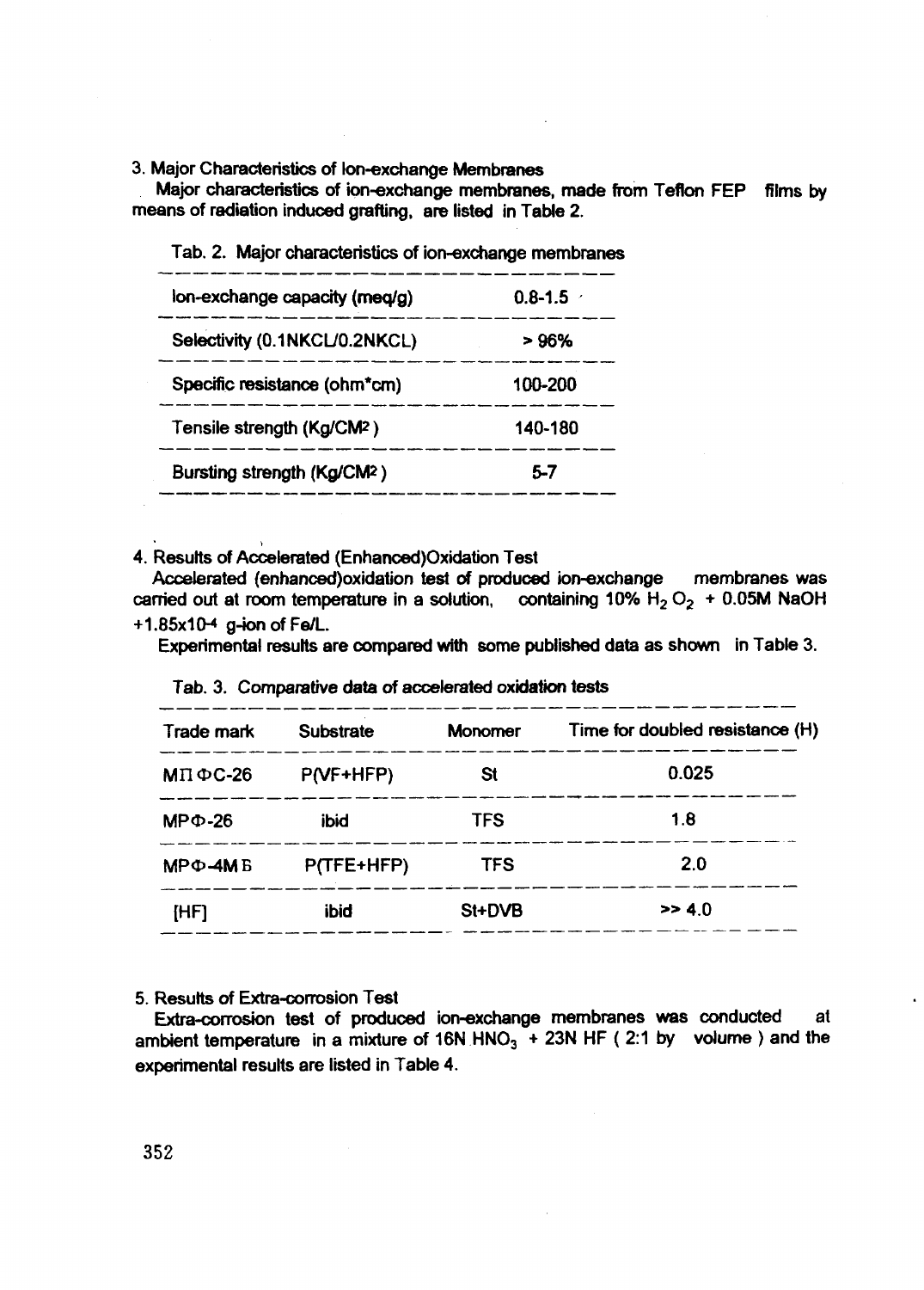## 3. Major Characteristics of Ion-exchange Membranes

Major characteristics of ion-exchange membranes, made from Teflon FEP films by means of radiation induced grafting, are listed in Table 2.

Tab. 2. Major characteristics of ion-exchange membranes

| | |
|---|---|
| Ion-exchange capacity (meq/g) | 0.8-1.5 |
| Selectivity (0.1NKCL/0.2NKCL) | > 96% |
| Specific resistance (ohm*cm) | 100-200 |
| Tensile strength (Kg/CM$^2$) | 140-180 |
| Bursting strength (Kg/CM$^2$) | 5-7 |

## 4. Results of Accelerated (Enhanced)Oxidation Test

Accelerated (enhanced)oxidation test of produced ion-exchange membranes was carried out at room temperature in a solution, containing 10% $H_2O_2$ + 0.05M NaOH +$1.85 \times 10^{-4}$ g-ion of Fe/L.

Experimental results are compared with some published data as shown in Table 3.

Tab. 3. Comparative data of accelerated oxidation tests

| Trade mark | Substrate | Monomer | Time for doubled resistance (H) |
|---|---|---|---|
| MПФС-26 | P(VF+HFP) | St | 0.025 |
| MPФ-26 | ibid | TFS | 1.8 |
| MPФ-4MБ | P(TFE+HFP) | TFS | 2.0 |
| [HF] | ibid | St+DVB | >> 4.0 |

## 5. Results of Extra-corrosion Test

Extra-corrosion test of produced ion-exchange membranes was conducted at ambient temperature in a mixture of 16N $HNO_3$ + 23N HF ( 2:1 by volume ) and the experimental results are listed in Table 4.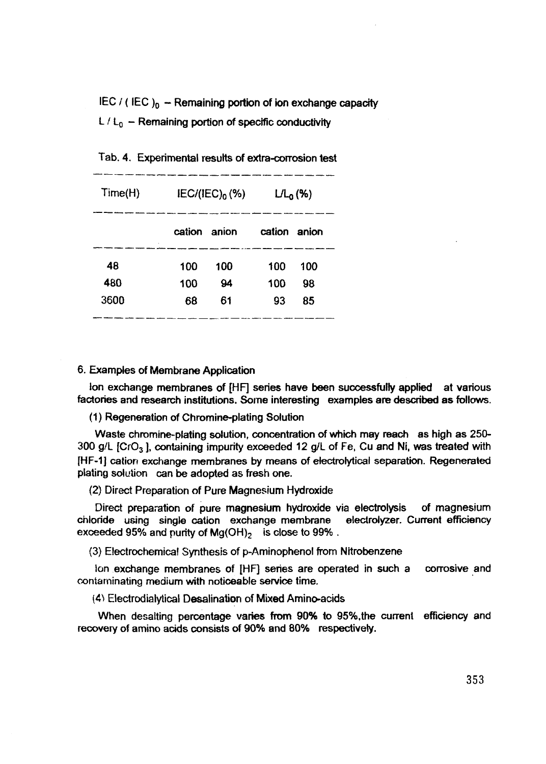$IEC / (IEC)_0$ – Remaining portion of ion exchange capacity

$L / L_0$ – Remaining portion of specific conductivity

Tab. 4. Experimental results of extra-corrosion test

| Time(H) | $IEC/(IEC)_0$ (%) | | $L/L_0$ (%) | |
|---|---|---|---|---|
| | cation | anion | cation | anion |
| 48 | 100 | 100 | 100 | 100 |
| 480 | 100 | 94 | 100 | 98 |
| 3600 | 68 | 61 | 93 | 85 |

## 6. Examples of Membrane Application

Ion exchange membranes of [HF] series have been successfully applied at various factories and research institutions. Some interesting examples are described as follows.

### (1) Regeneration of Chromine-plating Solution

Waste chromine-plating solution, concentration of which may reach as high as 250-300 g/L [$CrO_3$], containing impurity exceeded 12 g/L of Fe, Cu and Ni, was treated with [HF-1] cation exchange membranes by means of electrolytical separation. Regenerated plating solution can be adopted as fresh one.

### (2) Direct Preparation of Pure Magnesium Hydroxide

Direct preparation of pure magnesium hydroxide via electrolysis of magnesium chloride using single cation exchange membrane electrolyzer. Current efficiency exceeded 95% and purity of $Mg(OH)_2$ is close to 99% .

### (3) Electrochemical Synthesis of p-Aminophenol from Nitrobenzene

Ion exchange membranes of [HF] series are operated in such a corrosive and contaminating medium with noticeable service time.

### (4) Electrodialytical Desalination of Mixed Amino-acids

When desalting percentage varies from 90% to 95%,the current efficiency and recovery of amino acids consists of 90% and 80% respectively.